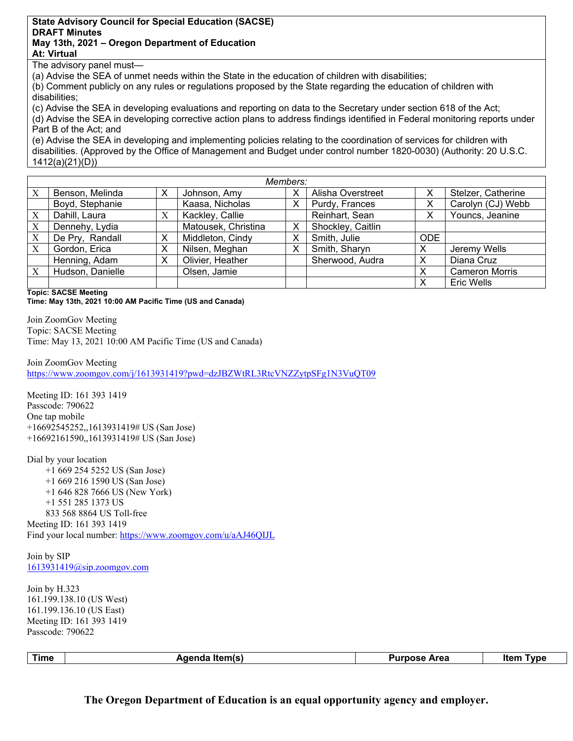**State Advisory Council for Special Education (SACSE)**
**DRAFT Minutes**
**May 13th, 2021 – Oregon Department of Education**
**At: Virtual**

The advisory panel must—
(a) Advise the SEA of unmet needs within the State in the education of children with disabilities;
(b) Comment publicly on any rules or regulations proposed by the State regarding the education of children with disabilities;
(c) Advise the SEA in developing evaluations and reporting on data to the Secretary under section 618 of the Act;
(d) Advise the SEA in developing corrective action plans to address findings identified in Federal monitoring reports under Part B of the Act; and
(e) Advise the SEA in developing and implementing policies relating to the coordination of services for children with disabilities. (Approved by the Office of Management and Budget under control number 1820-0030) (Authority: 20 U.S.C. 1412(a)(21)(D))

| *Members:* | | | | | | | |
|---|---|---|---|---|---|---|---|
| X | Benson, Melinda | X | Johnson, Amy | X | Alisha Overstreet | X | Stelzer, Catherine |
| | Boyd, Stephanie | | Kaasa, Nicholas | X | Purdy, Frances | X | Carolyn (CJ) Webb |
| X | Dahill, Laura | X | Kackley, Callie | | Reinhart, Sean | X | Youncs, Jeanine |
| X | Dennehy, Lydia | | Matousek, Christina | X | Shockley, Caitlin | | |
| X | De Pry, Randall | X | Middleton, Cindy | X | Smith, Julie | ODE | |
| X | Gordon, Erica | X | Nilsen, Meghan | X | Smith, Sharyn | X | Jeremy Wells |
| | Henning, Adam | X | Olivier, Heather | | Sherwood, Audra | X | Diana Cruz |
| X | Hudson, Danielle | | Olsen, Jamie | | | X | Cameron Morris |
| | | | | | | X | Eric Wells |

**Topic: SACSE Meeting**
**Time: May 13th, 2021 10:00 AM Pacific Time (US and Canada)**

Join ZoomGov Meeting
Topic: SACSE Meeting
Time: May 13, 2021 10:00 AM Pacific Time (US and Canada)

Join ZoomGov Meeting
https://www.zoomgov.com/j/1613931419?pwd=dzJBZWtRL3RtcVNZZytpSFg1N3VuQT09

Meeting ID: 161 393 1419
Passcode: 790622
One tap mobile
+16692545252,,1613931419# US (San Jose)
+16692161590,,1613931419# US (San Jose)

Dial by your location
+1 669 254 5252 US (San Jose)
+1 669 216 1590 US (San Jose)
+1 646 828 7666 US (New York)
+1 551 285 1373 US
833 568 8864 US Toll-free
Meeting ID: 161 393 1419
Find your local number: https://www.zoomgov.com/u/aAJ46QIJL

Join by SIP
1613931419@sip.zoomgov.com

Join by H.323
161.199.138.10 (US West)
161.199.136.10 (US East)
Meeting ID: 161 393 1419
Passcode: 790622

| Time | Agenda Item(s) | Purpose Area | Item Type |
|---|---|---|---|

**The Oregon Department of Education is an equal opportunity agency and employer.**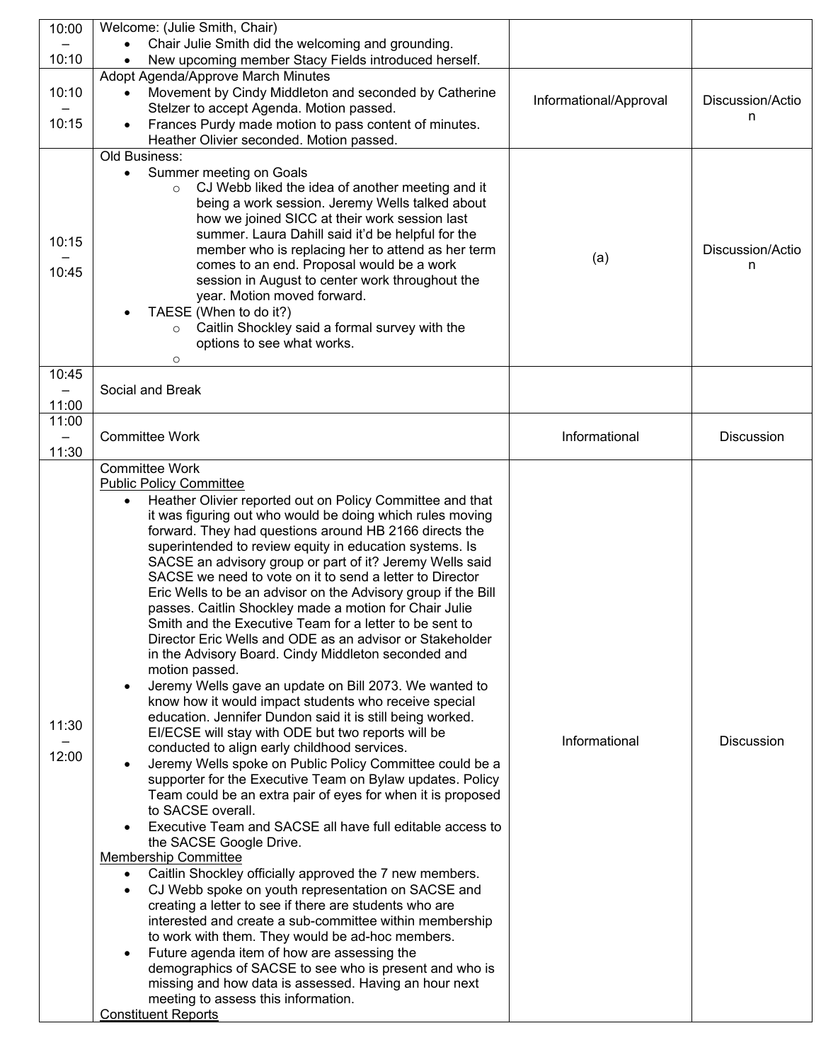| 10:00 – 10:10 | Welcome: (Julie Smith, Chair)<br>• Chair Julie Smith did the welcoming and grounding.<br>• New upcoming member Stacy Fields introduced herself. | | |
|---|---|---|---|
| 10:10 – 10:15 | Adopt Agenda/Approve March Minutes<br>• Movement by Cindy Middleton and seconded by Catherine Stelzer to accept Agenda. Motion passed.<br>• Frances Purdy made motion to pass content of minutes. Heather Olivier seconded. Motion passed. | Informational/Approval | Discussion/Action |
| 10:15 – 10:45 | Old Business:<br>• Summer meeting on Goals<br>  ○ CJ Webb liked the idea of another meeting and it being a work session. Jeremy Wells talked about how we joined SICC at their work session last summer. Laura Dahill said it'd be helpful for the member who is replacing her to attend as her term comes to an end. Proposal would be a work session in August to center work throughout the year. Motion moved forward.<br>• TAESE (When to do it?)<br>  ○ Caitlin Shockley said a formal survey with the options to see what works.<br>  ○ | (a) | Discussion/Action |
| 10:45 – 11:00 | Social and Break | | |
| 11:00 – 11:30 | Committee Work | Informational | Discussion |
| 11:30 – 12:00 | Committee Work<br>Public Policy Committee<br>• Heather Olivier reported out on Policy Committee and that it was figuring out who would be doing which rules moving forward. They had questions around HB 2166 directs the superintended to review equity in education systems. Is SACSE an advisory group or part of it? Jeremy Wells said SACSE we need to vote on it to send a letter to Director Eric Wells to be an advisor on the Advisory group if the Bill passes. Caitlin Shockley made a motion for Chair Julie Smith and the Executive Team for a letter to be sent to Director Eric Wells and ODE as an advisor or Stakeholder in the Advisory Board. Cindy Middleton seconded and motion passed.<br>• Jeremy Wells gave an update on Bill 2073. We wanted to know how it would impact students who receive special education. Jennifer Dundon said it is still being worked. EI/ECSE will stay with ODE but two reports will be conducted to align early childhood services.<br>• Jeremy Wells spoke on Public Policy Committee could be a supporter for the Executive Team on Bylaw updates. Policy Team could be an extra pair of eyes for when it is proposed to SACSE overall.<br>• Executive Team and SACSE all have full editable access to the SACSE Google Drive.<br>Membership Committee<br>• Caitlin Shockley officially approved the 7 new members.<br>• CJ Webb spoke on youth representation on SACSE and creating a letter to see if there are students who are interested and create a sub-committee within membership to work with them. They would be ad-hoc members.<br>• Future agenda item of how are assessing the demographics of SACSE to see who is present and who is missing and how data is assessed. Having an hour next meeting to assess this information.<br>Constituent Reports | Informational | Discussion |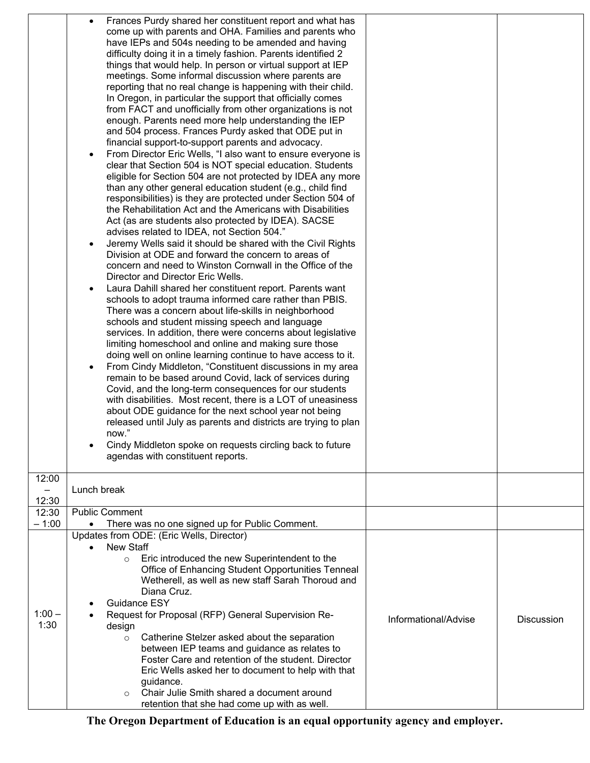| | | | |
|---|---|---|---|
| | • Frances Purdy shared her constituent report and what has come up with parents and OHA. Families and parents who have IEPs and 504s needing to be amended and having difficulty doing it in a timely fashion. Parents identified 2 things that would help. In person or virtual support at IEP meetings. Some informal discussion where parents are reporting that no real change is happening with their child. In Oregon, in particular the support that officially comes from FACT and unofficially from other organizations is not enough. Parents need more help understanding the IEP and 504 process. Frances Purdy asked that ODE put in financial support-to-support parents and advocacy.<br>• From Director Eric Wells, "I also want to ensure everyone is clear that Section 504 is NOT special education. Students eligible for Section 504 are not protected by IDEA any more than any other general education student (e.g., child find responsibilities) is they are protected under Section 504 of the Rehabilitation Act and the Americans with Disabilities Act (as are students also protected by IDEA). SACSE advises related to IDEA, not Section 504."<br>• Jeremy Wells said it should be shared with the Civil Rights Division at ODE and forward the concern to areas of concern and need to Winston Cornwall in the Office of the Director and Director Eric Wells.<br>• Laura Dahill shared her constituent report. Parents want schools to adopt trauma informed care rather than PBIS. There was a concern about life-skills in neighborhood schools and student missing speech and language services. In addition, there were concerns about legislative limiting homeschool and online and making sure those doing well on online learning continue to have access to it.<br>• From Cindy Middleton, "Constituent discussions in my area remain to be based around Covid, lack of services during Covid, and the long-term consequences for our students with disabilities. Most recent, there is a LOT of uneasiness about ODE guidance for the next school year not being released until July as parents and districts are trying to plan now."<br>• Cindy Middleton spoke on requests circling back to future agendas with constituent reports. | | |
| 12:00 – 12:30 | Lunch break | | |
| 12:30 – 1:00 | Public Comment<br>• There was no one signed up for Public Comment. | | |
| 1:00 – 1:30 | Updates from ODE: (Eric Wells, Director)<br>• New Staff<br>&nbsp;&nbsp;&nbsp;&nbsp;○ Eric introduced the new Superintendent to the Office of Enhancing Student Opportunities Tenneal Wetherell, as well as new staff Sarah Thoroud and Diana Cruz.<br>• Guidance ESY<br>• Request for Proposal (RFP) General Supervision Re-design<br>&nbsp;&nbsp;&nbsp;&nbsp;○ Catherine Stelzer asked about the separation between IEP teams and guidance as relates to Foster Care and retention of the student. Director Eric Wells asked her to document to help with that guidance.<br>&nbsp;&nbsp;&nbsp;&nbsp;○ Chair Julie Smith shared a document around retention that she had come up with as well. | Informational/Advise | Discussion |

**The Oregon Department of Education is an equal opportunity agency and employer.**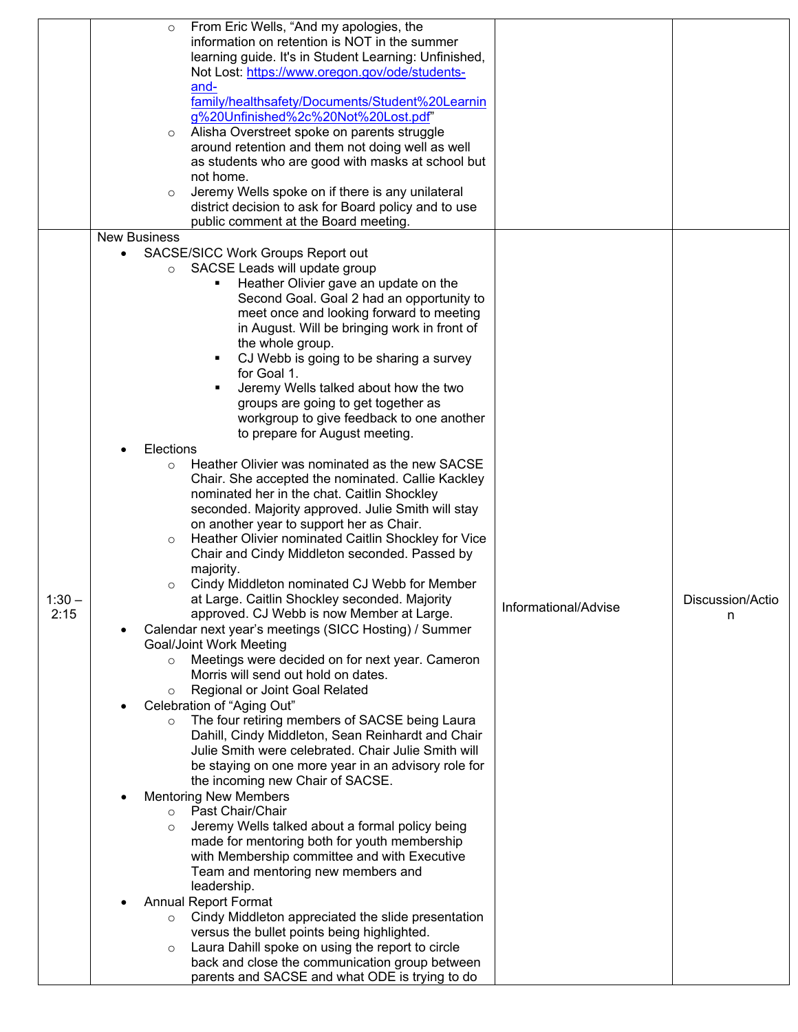| | | | |
|---|---|---|---|
| | ○ From Eric Wells, "And my apologies, the information on retention is NOT in the summer learning guide. It's in Student Learning: Unfinished, Not Lost: https://www.oregon.gov/ode/students-and-family/healthsafety/Documents/Student%20Learning%20Unfinished%2c%20Not%20Lost.pdf"<br>○ Alisha Overstreet spoke on parents struggle around retention and them not doing well as well as students who are good with masks at school but not home.<br>○ Jeremy Wells spoke on if there is any unilateral district decision to ask for Board policy and to use public comment at the Board meeting. | | |
| 1:30 – 2:15 | New Business<br>• SACSE/SICC Work Groups Report out<br>○ SACSE Leads will update group<br>▪ Heather Olivier gave an update on the Second Goal. Goal 2 had an opportunity to meet once and looking forward to meeting in August. Will be bringing work in front of the whole group.<br>▪ CJ Webb is going to be sharing a survey for Goal 1.<br>▪ Jeremy Wells talked about how the two groups are going to get together as workgroup to give feedback to one another to prepare for August meeting.<br>• Elections<br>○ Heather Olivier was nominated as the new SACSE Chair. She accepted the nominated. Callie Kackley nominated her in the chat. Caitlin Shockley seconded. Majority approved. Julie Smith will stay on another year to support her as Chair.<br>○ Heather Olivier nominated Caitlin Shockley for Vice Chair and Cindy Middleton seconded. Passed by majority.<br>○ Cindy Middleton nominated CJ Webb for Member at Large. Caitlin Shockley seconded. Majority approved. CJ Webb is now Member at Large.<br>• Calendar next year's meetings (SICC Hosting) / Summer Goal/Joint Work Meeting<br>○ Meetings were decided on for next year. Cameron Morris will send out hold on dates.<br>○ Regional or Joint Goal Related<br>• Celebration of "Aging Out"<br>○ The four retiring members of SACSE being Laura Dahill, Cindy Middleton, Sean Reinhardt and Chair Julie Smith were celebrated. Chair Julie Smith will be staying on one more year in an advisory role for the incoming new Chair of SACSE.<br>• Mentoring New Members<br>○ Past Chair/Chair<br>○ Jeremy Wells talked about a formal policy being made for mentoring both for youth membership with Membership committee and with Executive Team and mentoring new members and leadership.<br>• Annual Report Format<br>○ Cindy Middleton appreciated the slide presentation versus the bullet points being highlighted.<br>○ Laura Dahill spoke on using the report to circle back and close the communication group between parents and SACSE and what ODE is trying to do | Informational/Advise | Discussion/Action |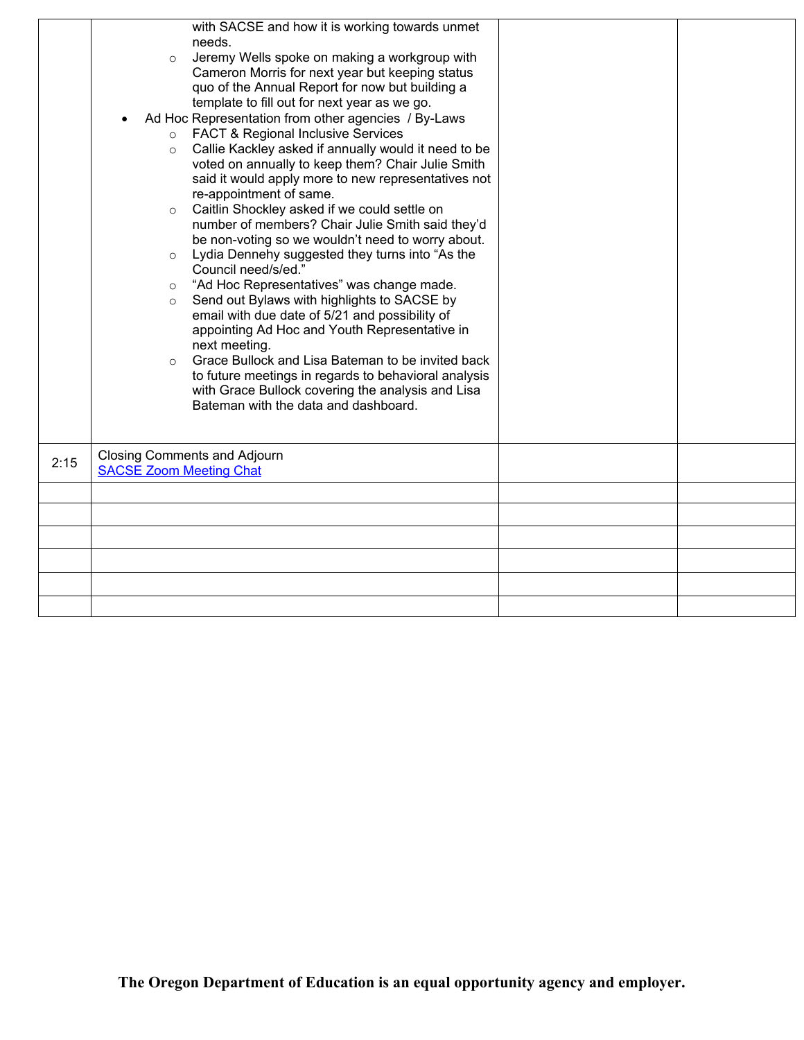| | | | |
|---|---|---|---|
| | with SACSE and how it is working towards unmet needs.<br>◦ Jeremy Wells spoke on making a workgroup with Cameron Morris for next year but keeping status quo of the Annual Report for now but building a template to fill out for next year as we go.<br>• Ad Hoc Representation from other agencies / By-Laws<br>◦ FACT & Regional Inclusive Services<br>◦ Callie Kackley asked if annually would it need to be voted on annually to keep them? Chair Julie Smith said it would apply more to new representatives not re-appointment of same.<br>◦ Caitlin Shockley asked if we could settle on number of members? Chair Julie Smith said they'd be non-voting so we wouldn't need to worry about.<br>◦ Lydia Dennehy suggested they turns into "As the Council need/s/ed."<br>◦ "Ad Hoc Representatives" was change made.<br>◦ Send out Bylaws with highlights to SACSE by email with due date of 5/21 and possibility of appointing Ad Hoc and Youth Representative in next meeting.<br>◦ Grace Bullock and Lisa Bateman to be invited back to future meetings in regards to behavioral analysis with Grace Bullock covering the analysis and Lisa Bateman with the data and dashboard. | | |
| 2:15 | Closing Comments and Adjourn<br>SACSE Zoom Meeting Chat | | |
| | | | |
| | | | |
| | | | |
| | | | |
| | | | |
| | | | |

**The Oregon Department of Education is an equal opportunity agency and employer.**